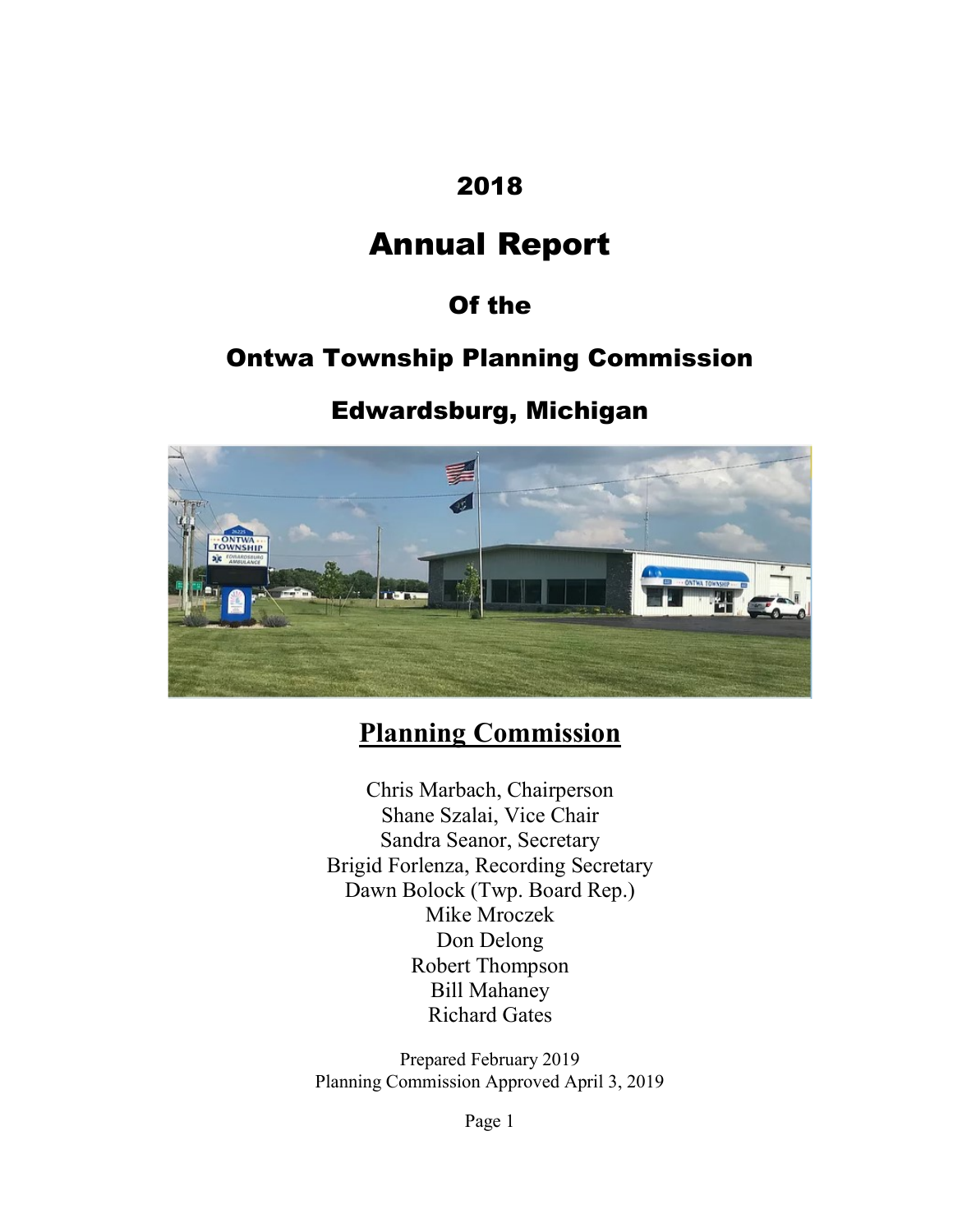# 2018

# Annual Report

## Of the

## Ontwa Township Planning Commission

## Edwardsburg, Michigan

## Planning Commission

Chris Marbach, Chairperson
Shane Szalai, Vice Chair
Sandra Seanor, Secretary
Brigid Forlenza, Recording Secretary
Dawn Bolock (Twp. Board Rep.)
Mike Mroczek
Don Delong
Robert Thompson
Bill Mahaney
Richard Gates

Prepared February 2019
Planning Commission Approved April 3, 2019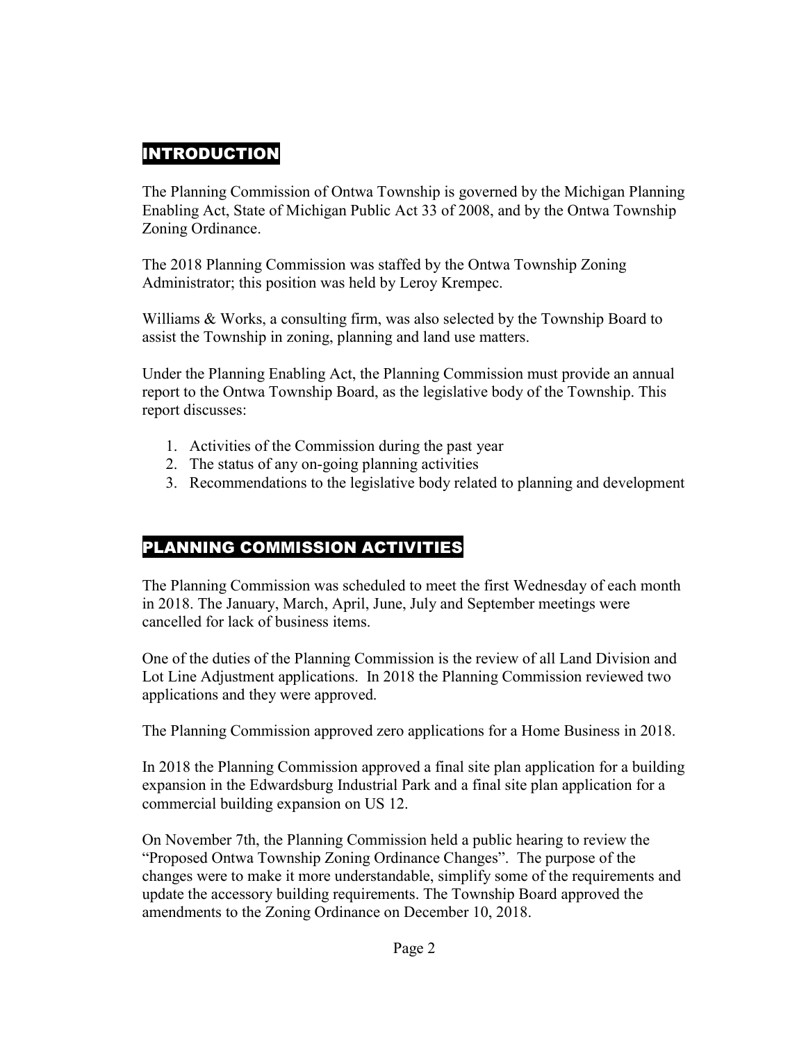## INTRODUCTION

The Planning Commission of Ontwa Township is governed by the Michigan Planning Enabling Act, State of Michigan Public Act 33 of 2008, and by the Ontwa Township Zoning Ordinance.

The 2018 Planning Commission was staffed by the Ontwa Township Zoning Administrator; this position was held by Leroy Krempec.

Williams & Works, a consulting firm, was also selected by the Township Board to assist the Township in zoning, planning and land use matters.

Under the Planning Enabling Act, the Planning Commission must provide an annual report to the Ontwa Township Board, as the legislative body of the Township. This report discusses:

1. Activities of the Commission during the past year
2. The status of any on-going planning activities
3. Recommendations to the legislative body related to planning and development

## PLANNING COMMISSION ACTIVITIES

The Planning Commission was scheduled to meet the first Wednesday of each month in 2018. The January, March, April, June, July and September meetings were cancelled for lack of business items.

One of the duties of the Planning Commission is the review of all Land Division and Lot Line Adjustment applications. In 2018 the Planning Commission reviewed two applications and they were approved.

The Planning Commission approved zero applications for a Home Business in 2018.

In 2018 the Planning Commission approved a final site plan application for a building expansion in the Edwardsburg Industrial Park and a final site plan application for a commercial building expansion on US 12.

On November 7th, the Planning Commission held a public hearing to review the "Proposed Ontwa Township Zoning Ordinance Changes". The purpose of the changes were to make it more understandable, simplify some of the requirements and update the accessory building requirements. The Township Board approved the amendments to the Zoning Ordinance on December 10, 2018.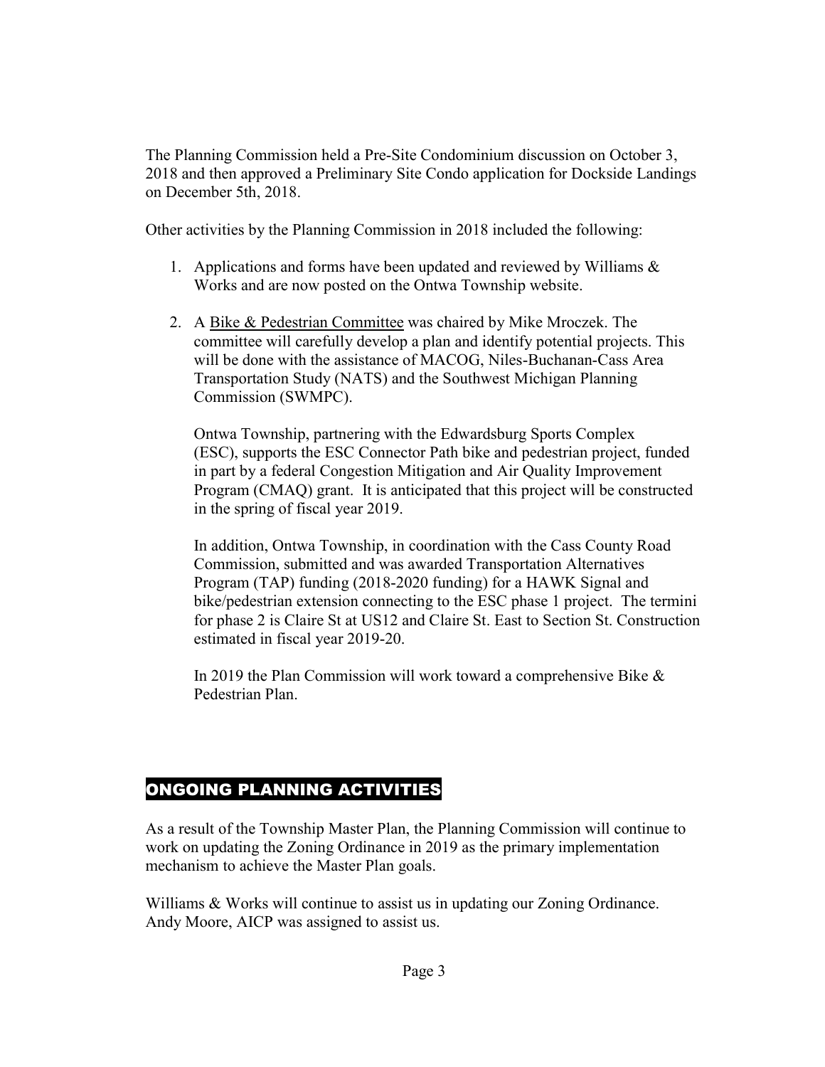The Planning Commission held a Pre-Site Condominium discussion on October 3, 2018 and then approved a Preliminary Site Condo application for Dockside Landings on December 5th, 2018.

Other activities by the Planning Commission in 2018 included the following:

1. Applications and forms have been updated and reviewed by Williams & Works and are now posted on the Ontwa Township website.

2. A <u>Bike & Pedestrian Committee</u> was chaired by Mike Mroczek. The committee will carefully develop a plan and identify potential projects. This will be done with the assistance of MACOG, Niles-Buchanan-Cass Area Transportation Study (NATS) and the Southwest Michigan Planning Commission (SWMPC).

   Ontwa Township, partnering with the Edwardsburg Sports Complex (ESC), supports the ESC Connector Path bike and pedestrian project, funded in part by a federal Congestion Mitigation and Air Quality Improvement Program (CMAQ) grant. It is anticipated that this project will be constructed in the spring of fiscal year 2019.

   In addition, Ontwa Township, in coordination with the Cass County Road Commission, submitted and was awarded Transportation Alternatives Program (TAP) funding (2018-2020 funding) for a HAWK Signal and bike/pedestrian extension connecting to the ESC phase 1 project. The termini for phase 2 is Claire St at US12 and Claire St. East to Section St. Construction estimated in fiscal year 2019-20.

   In 2019 the Plan Commission will work toward a comprehensive Bike & Pedestrian Plan.

## ONGOING PLANNING ACTIVITIES

As a result of the Township Master Plan, the Planning Commission will continue to work on updating the Zoning Ordinance in 2019 as the primary implementation mechanism to achieve the Master Plan goals.

Williams & Works will continue to assist us in updating our Zoning Ordinance. Andy Moore, AICP was assigned to assist us.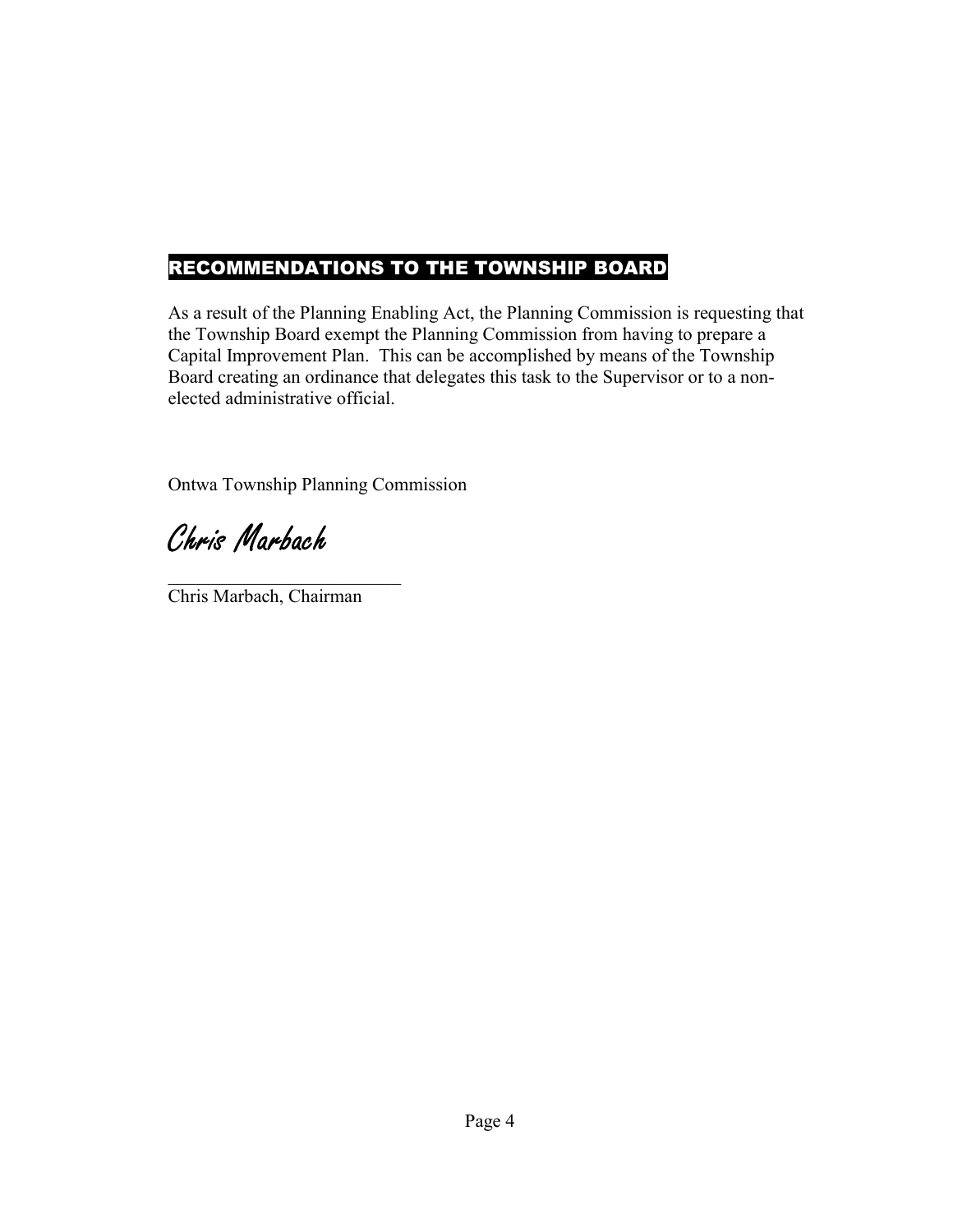## RECOMMENDATIONS TO THE TOWNSHIP BOARD

As a result of the Planning Enabling Act, the Planning Commission is requesting that the Township Board exempt the Planning Commission from having to prepare a Capital Improvement Plan. This can be accomplished by means of the Township Board creating an ordinance that delegates this task to the Supervisor or to a non-elected administrative official.

Ontwa Township Planning Commission

*Chris Marbach*

\_\_\_\_\_\_\_\_\_\_\_\_\_\_\_\_\_\_\_\_\_\_\_\_\_\_

Chris Marbach, Chairman